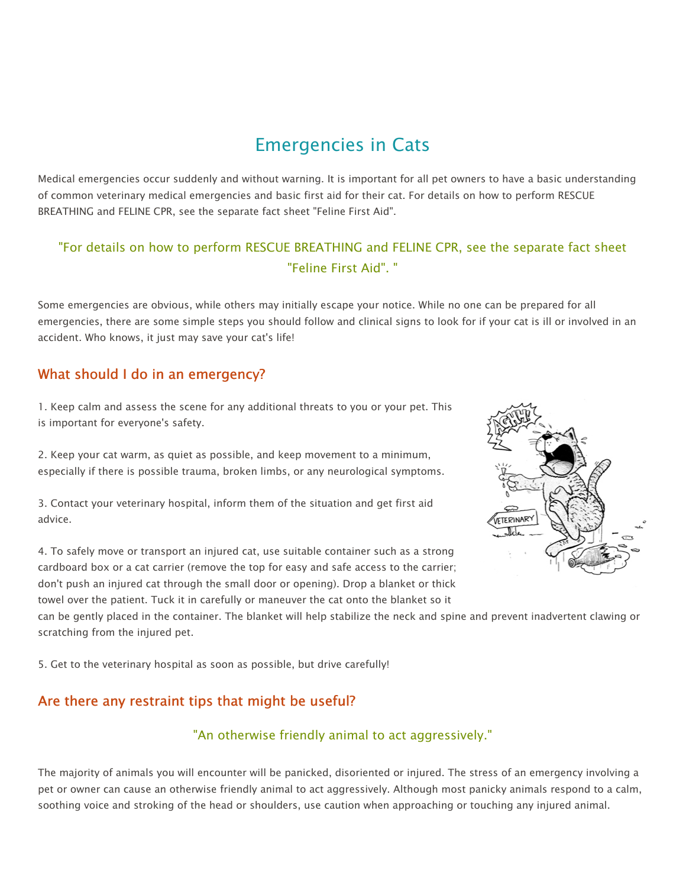# Emergencies in Cats

Medical emergencies occur suddenly and without warning. It is important for all pet owners to have a basic understanding of common veterinary medical emergencies and basic first aid for their cat. For details on how to perform RESCUE BREATHING and FELINE CPR, see the separate fact sheet "Feline First Aid".

> "For details on how to perform RESCUE BREATHING and FELINE CPR, see the separate fact sheet "Feline First Aid". "

Some emergencies are obvious, while others may initially escape your notice. While no one can be prepared for all emergencies, there are some simple steps you should follow and clinical signs to look for if your cat is ill or involved in an accident. Who knows, it just may save your cat's life!

## What should I do in an emergency?

1. Keep calm and assess the scene for any additional threats to you or your pet. This is important for everyone's safety.

2. Keep your cat warm, as quiet as possible, and keep movement to a minimum, especially if there is possible trauma, broken limbs, or any neurological symptoms.

3. Contact your veterinary hospital, inform them of the situation and get first aid advice.

4. To safely move or transport an injured cat, use suitable container such as a strong cardboard box or a cat carrier (remove the top for easy and safe access to the carrier; don't push an injured cat through the small door or opening). Drop a blanket or thick towel over the patient. Tuck it in carefully or maneuver the cat onto the blanket so it can be gently placed in the container. The blanket will help stabilize the neck and spine and prevent inadvertent clawing or scratching from the injured pet.

5. Get to the veterinary hospital as soon as possible, but drive carefully!

## Are there any restraint tips that might be useful?

> "An otherwise friendly animal to act aggressively."

The majority of animals you will encounter will be panicked, disoriented or injured. The stress of an emergency involving a pet or owner can cause an otherwise friendly animal to act aggressively. Although most panicky animals respond to a calm, soothing voice and stroking of the head or shoulders, use caution when approaching or touching any injured animal.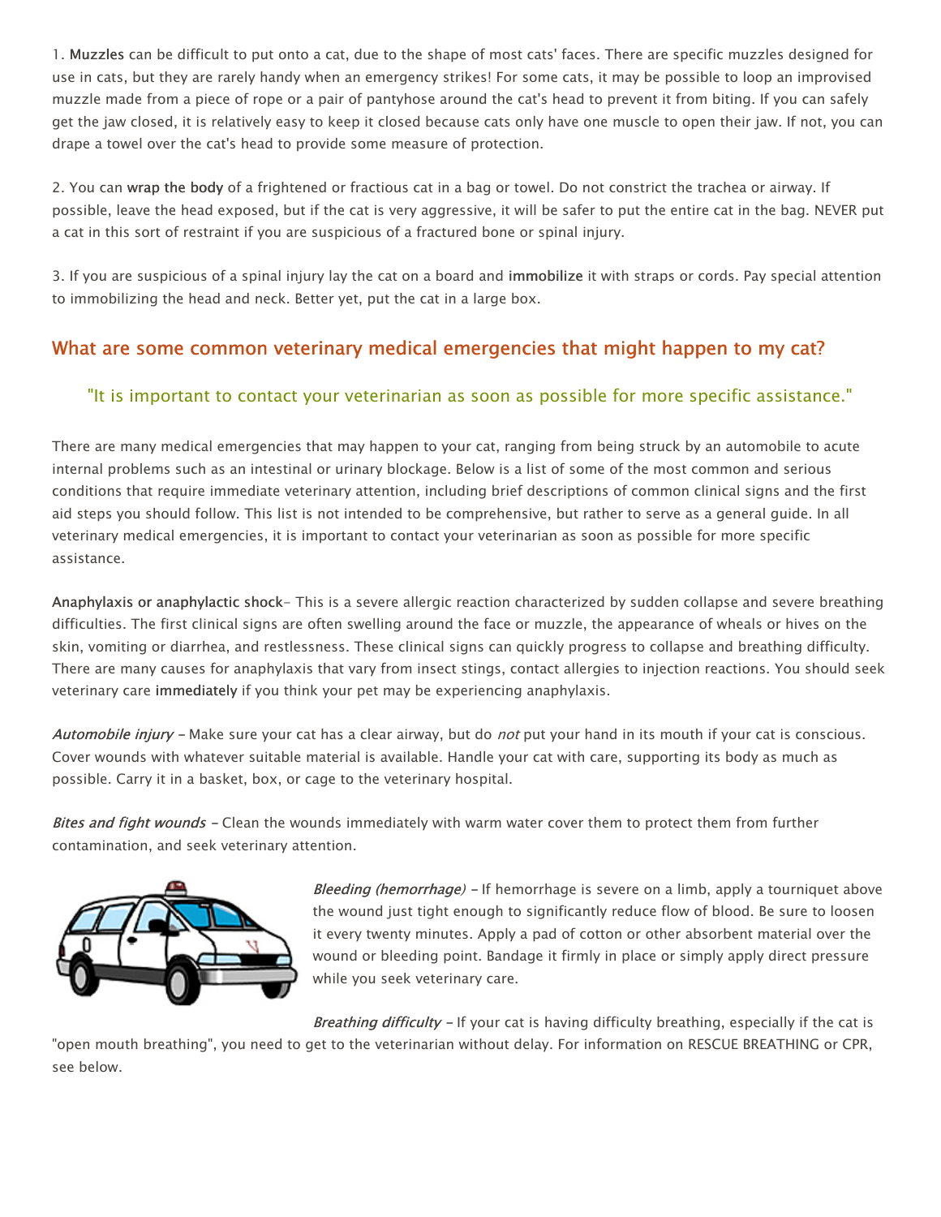1. **Muzzles** can be difficult to put onto a cat, due to the shape of most cats' faces. There are specific muzzles designed for use in cats, but they are rarely handy when an emergency strikes! For some cats, it may be possible to loop an improvised muzzle made from a piece of rope or a pair of pantyhose around the cat's head to prevent it from biting. If you can safely get the jaw closed, it is relatively easy to keep it closed because cats only have one muscle to open their jaw. If not, you can drape a towel over the cat's head to provide some measure of protection.

2. You can **wrap the body** of a frightened or fractious cat in a bag or towel. Do not constrict the trachea or airway. If possible, leave the head exposed, but if the cat is very aggressive, it will be safer to put the entire cat in the bag. NEVER put a cat in this sort of restraint if you are suspicious of a fractured bone or spinal injury.

3. If you are suspicious of a spinal injury lay the cat on a board and **immobilize** it with straps or cords. Pay special attention to immobilizing the head and neck. Better yet, put the cat in a large box.

## What are some common veterinary medical emergencies that might happen to my cat?

"It is important to contact your veterinarian as soon as possible for more specific assistance."

There are many medical emergencies that may happen to your cat, ranging from being struck by an automobile to acute internal problems such as an intestinal or urinary blockage. Below is a list of some of the most common and serious conditions that require immediate veterinary attention, including brief descriptions of common clinical signs and the first aid steps you should follow. This list is not intended to be comprehensive, but rather to serve as a general guide. In all veterinary medical emergencies, it is important to contact your veterinarian as soon as possible for more specific assistance.

**Anaphylaxis or anaphylactic shock**- This is a severe allergic reaction characterized by sudden collapse and severe breathing difficulties. The first clinical signs are often swelling around the face or muzzle, the appearance of wheals or hives on the skin, vomiting or diarrhea, and restlessness. These clinical signs can quickly progress to collapse and breathing difficulty. There are many causes for anaphylaxis that vary from insect stings, contact allergies to injection reactions. You should seek veterinary care **immediately** if you think your pet may be experiencing anaphylaxis.

*Automobile injury* – Make sure your cat has a clear airway, but do *not* put your hand in its mouth if your cat is conscious. Cover wounds with whatever suitable material is available. Handle your cat with care, supporting its body as much as possible. Carry it in a basket, box, or cage to the veterinary hospital.

*Bites and fight wounds* – Clean the wounds immediately with warm water cover them to protect them from further contamination, and seek veterinary attention.

*Bleeding (hemorrhage)* – If hemorrhage is severe on a limb, apply a tourniquet above the wound just tight enough to significantly reduce flow of blood. Be sure to loosen it every twenty minutes. Apply a pad of cotton or other absorbent material over the wound or bleeding point. Bandage it firmly in place or simply apply direct pressure while you seek veterinary care.

*Breathing difficulty* – If your cat is having difficulty breathing, especially if the cat is "open mouth breathing", you need to get to the veterinarian without delay. For information on RESCUE BREATHING or CPR, see below.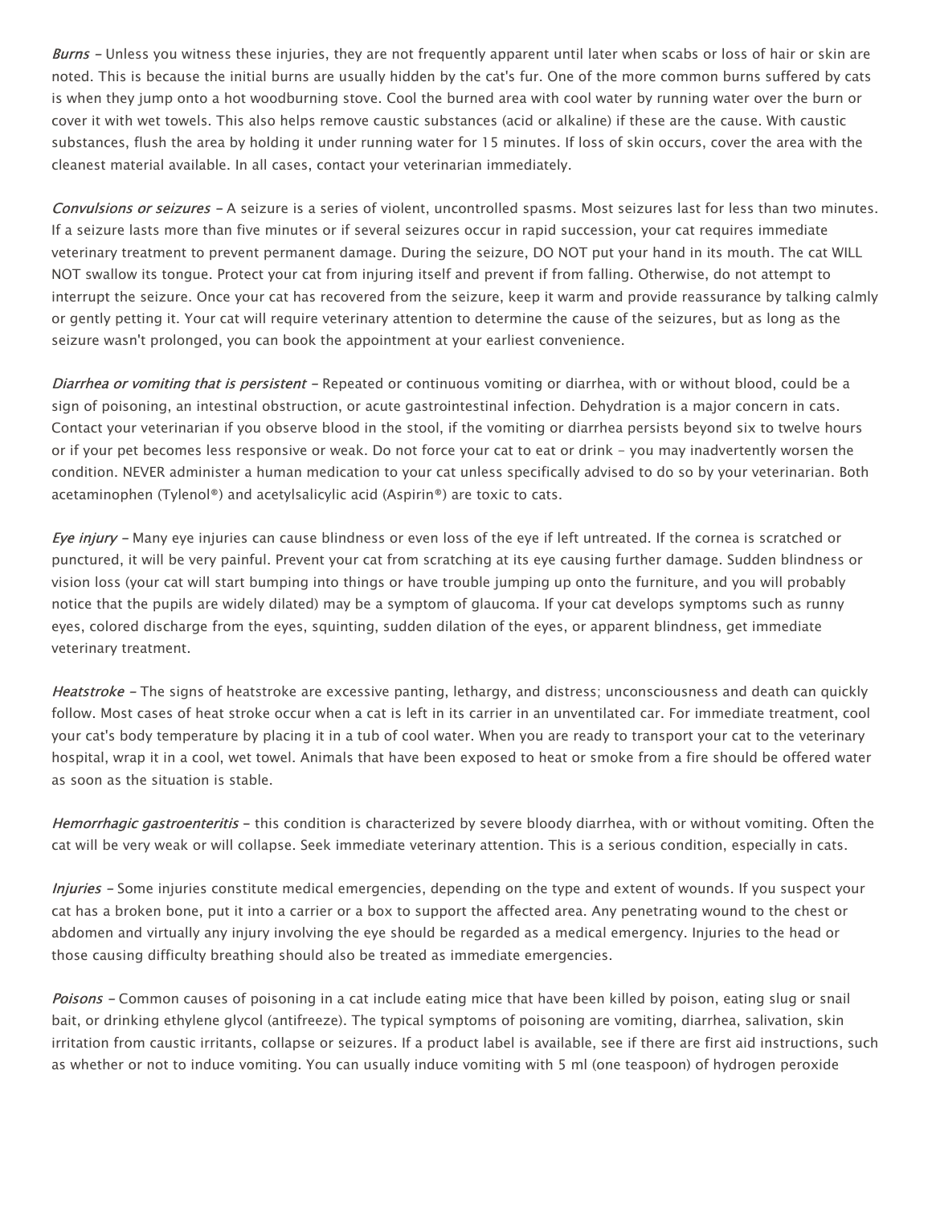*Burns* – Unless you witness these injuries, they are not frequently apparent until later when scabs or loss of hair or skin are noted. This is because the initial burns are usually hidden by the cat's fur. One of the more common burns suffered by cats is when they jump onto a hot woodburning stove. Cool the burned area with cool water by running water over the burn or cover it with wet towels. This also helps remove caustic substances (acid or alkaline) if these are the cause. With caustic substances, flush the area by holding it under running water for 15 minutes. If loss of skin occurs, cover the area with the cleanest material available. In all cases, contact your veterinarian immediately.

*Convulsions or seizures* – A seizure is a series of violent, uncontrolled spasms. Most seizures last for less than two minutes. If a seizure lasts more than five minutes or if several seizures occur in rapid succession, your cat requires immediate veterinary treatment to prevent permanent damage. During the seizure, DO NOT put your hand in its mouth. The cat WILL NOT swallow its tongue. Protect your cat from injuring itself and prevent if from falling. Otherwise, do not attempt to interrupt the seizure. Once your cat has recovered from the seizure, keep it warm and provide reassurance by talking calmly or gently petting it. Your cat will require veterinary attention to determine the cause of the seizures, but as long as the seizure wasn't prolonged, you can book the appointment at your earliest convenience.

*Diarrhea or vomiting that is persistent* – Repeated or continuous vomiting or diarrhea, with or without blood, could be a sign of poisoning, an intestinal obstruction, or acute gastrointestinal infection. Dehydration is a major concern in cats. Contact your veterinarian if you observe blood in the stool, if the vomiting or diarrhea persists beyond six to twelve hours or if your pet becomes less responsive or weak. Do not force your cat to eat or drink – you may inadvertently worsen the condition. NEVER administer a human medication to your cat unless specifically advised to do so by your veterinarian. Both acetaminophen (Tylenol®) and acetylsalicylic acid (Aspirin®) are toxic to cats.

*Eye injury* – Many eye injuries can cause blindness or even loss of the eye if left untreated. If the cornea is scratched or punctured, it will be very painful. Prevent your cat from scratching at its eye causing further damage. Sudden blindness or vision loss (your cat will start bumping into things or have trouble jumping up onto the furniture, and you will probably notice that the pupils are widely dilated) may be a symptom of glaucoma. If your cat develops symptoms such as runny eyes, colored discharge from the eyes, squinting, sudden dilation of the eyes, or apparent blindness, get immediate veterinary treatment.

*Heatstroke* – The signs of heatstroke are excessive panting, lethargy, and distress; unconsciousness and death can quickly follow. Most cases of heat stroke occur when a cat is left in its carrier in an unventilated car. For immediate treatment, cool your cat's body temperature by placing it in a tub of cool water. When you are ready to transport your cat to the veterinary hospital, wrap it in a cool, wet towel. Animals that have been exposed to heat or smoke from a fire should be offered water as soon as the situation is stable.

*Hemorrhagic gastroenteritis* – this condition is characterized by severe bloody diarrhea, with or without vomiting. Often the cat will be very weak or will collapse. Seek immediate veterinary attention. This is a serious condition, especially in cats.

*Injuries* – Some injuries constitute medical emergencies, depending on the type and extent of wounds. If you suspect your cat has a broken bone, put it into a carrier or a box to support the affected area. Any penetrating wound to the chest or abdomen and virtually any injury involving the eye should be regarded as a medical emergency. Injuries to the head or those causing difficulty breathing should also be treated as immediate emergencies.

*Poisons* – Common causes of poisoning in a cat include eating mice that have been killed by poison, eating slug or snail bait, or drinking ethylene glycol (antifreeze). The typical symptoms of poisoning are vomiting, diarrhea, salivation, skin irritation from caustic irritants, collapse or seizures. If a product label is available, see if there are first aid instructions, such as whether or not to induce vomiting. You can usually induce vomiting with 5 ml (one teaspoon) of hydrogen peroxide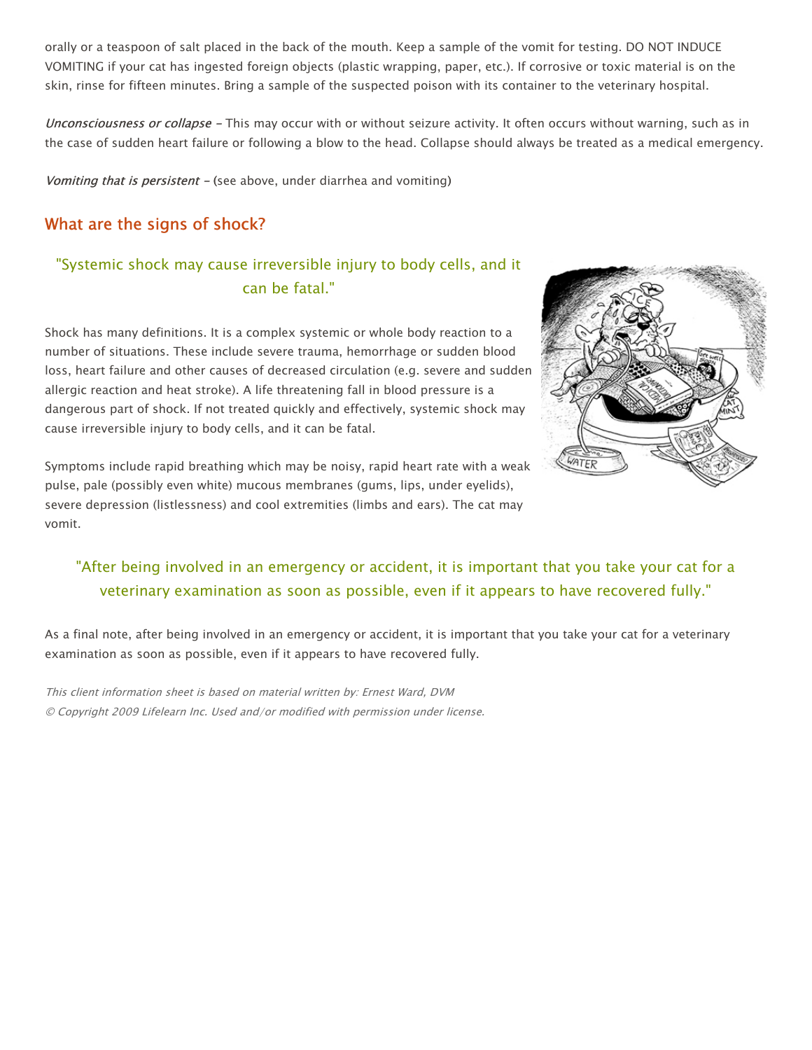orally or a teaspoon of salt placed in the back of the mouth. Keep a sample of the vomit for testing. DO NOT INDUCE VOMITING if your cat has ingested foreign objects (plastic wrapping, paper, etc.). If corrosive or toxic material is on the skin, rinse for fifteen minutes. Bring a sample of the suspected poison with its container to the veterinary hospital.

*Unconsciousness or collapse* – This may occur with or without seizure activity. It often occurs without warning, such as in the case of sudden heart failure or following a blow to the head. Collapse should always be treated as a medical emergency.

*Vomiting that is persistent* – (see above, under diarrhea and vomiting)

## What are the signs of shock?

> "Systemic shock may cause irreversible injury to body cells, and it can be fatal."

Shock has many definitions. It is a complex systemic or whole body reaction to a number of situations. These include severe trauma, hemorrhage or sudden blood loss, heart failure and other causes of decreased circulation (e.g. severe and sudden allergic reaction and heat stroke). A life threatening fall in blood pressure is a dangerous part of shock. If not treated quickly and effectively, systemic shock may cause irreversible injury to body cells, and it can be fatal.

Symptoms include rapid breathing which may be noisy, rapid heart rate with a weak pulse, pale (possibly even white) mucous membranes (gums, lips, under eyelids), severe depression (listlessness) and cool extremities (limbs and ears). The cat may vomit.

> "After being involved in an emergency or accident, it is important that you take your cat for a veterinary examination as soon as possible, even if it appears to have recovered fully."

As a final note, after being involved in an emergency or accident, it is important that you take your cat for a veterinary examination as soon as possible, even if it appears to have recovered fully.

*This client information sheet is based on material written by: Ernest Ward, DVM*
*© Copyright 2009 Lifelearn Inc. Used and/or modified with permission under license.*